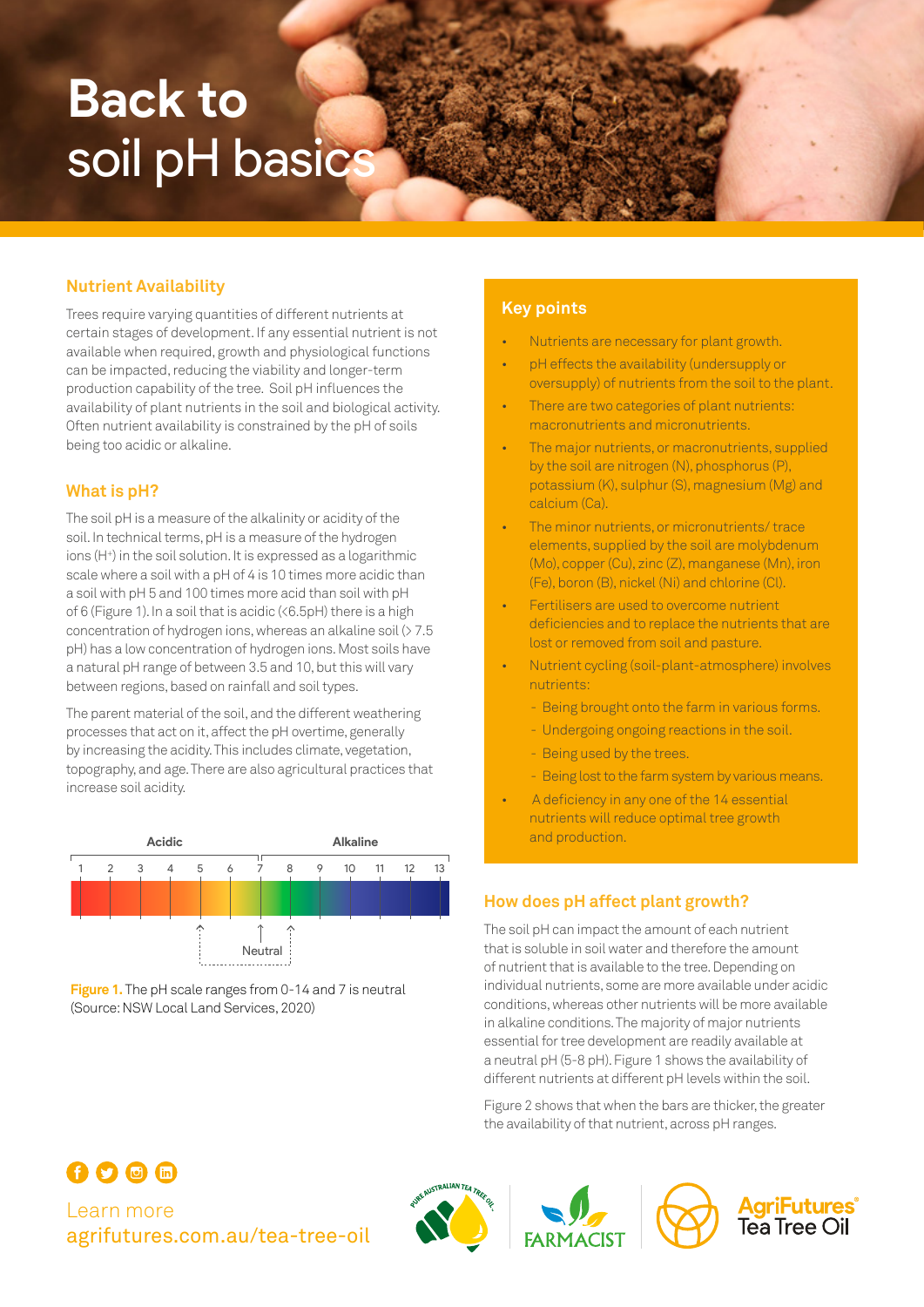# Back to soil pH basics

## Nutrient Availability

Trees require varying quantities of different nutrients at certain stages of development. If any essential nutrient is not available when required, growth and physiological functions can be impacted, reducing the viability and longer-term production capability of the tree. Soil pH influences the availability of plant nutrients in the soil and biological activity. Often nutrient availability is constrained by the pH of soils being too acidic or alkaline.

## What is pH?

The soil pH is a measure of the alkalinity or acidity of the soil. In technical terms, pH is a measure of the hydrogen ions ($H^+$) in the soil solution. It is expressed as a logarithmic scale where a soil with a pH of 4 is 10 times more acidic than a soil with pH 5 and 100 times more acid than soil with pH of 6 (Figure 1). In a soil that is acidic (<6.5pH) there is a high concentration of hydrogen ions, whereas an alkaline soil (> 7.5 pH) has a low concentration of hydrogen ions. Most soils have a natural pH range of between 3.5 and 10, but this will vary between regions, based on rainfall and soil types.

The parent material of the soil, and the different weathering processes that act on it, affect the pH overtime, generally by increasing the acidity. This includes climate, vegetation, topography, and age. There are also agricultural practices that increase soil acidity.

Acidic | Alkaline

1 2 3 4 5 6 7 8 9 10 11 12 13

Neutral

**Figure 1.** The pH scale ranges from 0-14 and 7 is neutral (Source: NSW Local Land Services, 2020)

## Key points

- Nutrients are necessary for plant growth.
- pH effects the availability (undersupply or oversupply) of nutrients from the soil to the plant.
- There are two categories of plant nutrients: macronutrients and micronutrients.
- The major nutrients, or macronutrients, supplied by the soil are nitrogen (N), phosphorus (P), potassium (K), sulphur (S), magnesium (Mg) and calcium (Ca).
- The minor nutrients, or micronutrients/ trace elements, supplied by the soil are molybdenum (Mo), copper (Cu), zinc (Z), manganese (Mn), iron (Fe), boron (B), nickel (Ni) and chlorine (Cl).
- Fertilisers are used to overcome nutrient deficiencies and to replace the nutrients that are lost or removed from soil and pasture.
- Nutrient cycling (soil-plant-atmosphere) involves nutrients:
  - Being brought onto the farm in various forms.
  - Undergoing ongoing reactions in the soil.
  - Being used by the trees.
  - Being lost to the farm system by various means.
- A deficiency in any one of the 14 essential nutrients will reduce optimal tree growth and production.

## How does pH affect plant growth?

The soil pH can impact the amount of each nutrient that is soluble in soil water and therefore the amount of nutrient that is available to the tree. Depending on individual nutrients, some are more available under acidic conditions, whereas other nutrients will be more available in alkaline conditions. The majority of major nutrients essential for tree development are readily available at a neutral pH (5-8 pH). Figure 1 shows the availability of different nutrients at different pH levels within the soil.

Figure 2 shows that when the bars are thicker, the greater the availability of that nutrient, across pH ranges.

Learn more
agrifutures.com.au/tea-tree-oil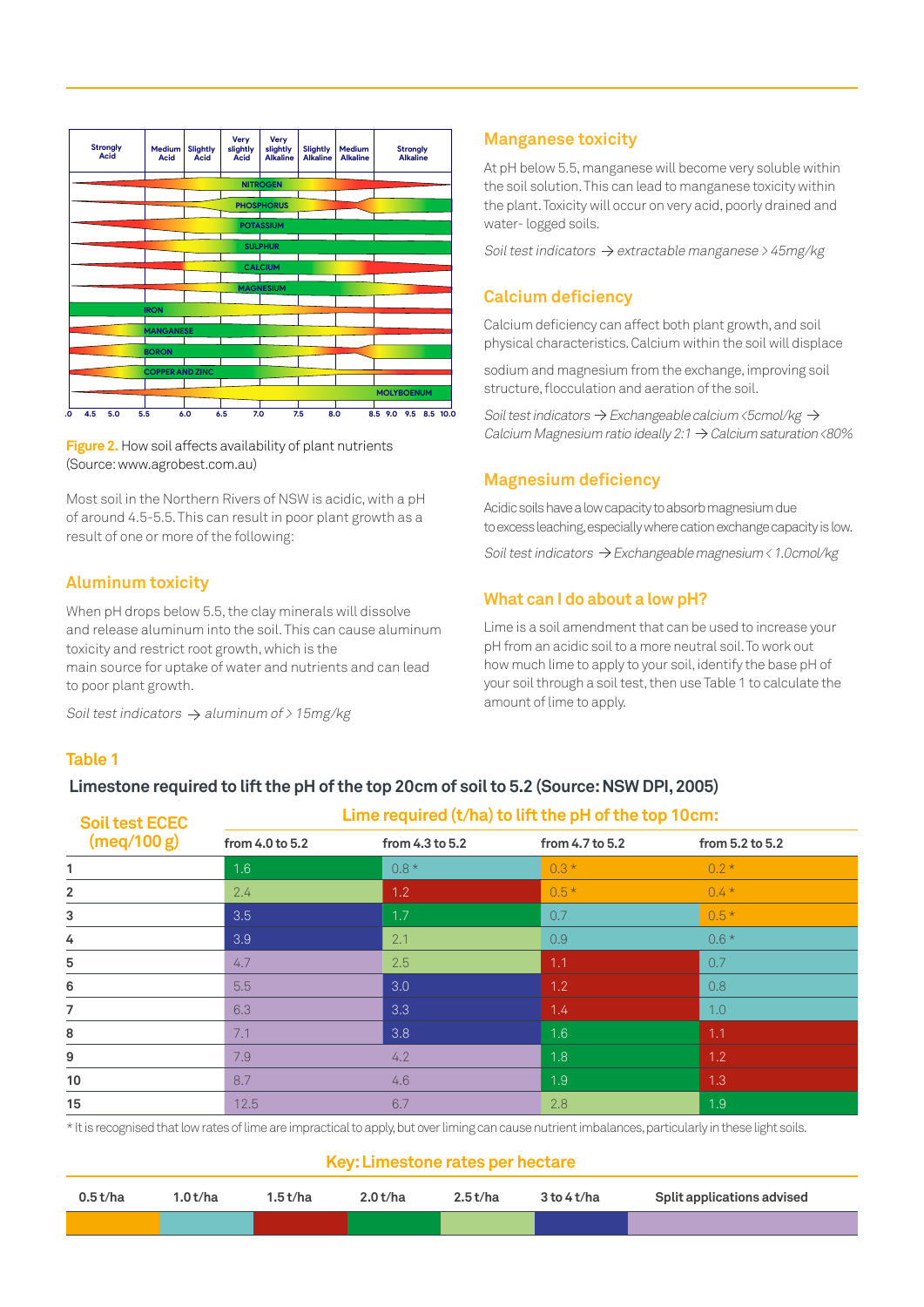Figure 2. How soil affects availability of plant nutrients (Source: www.agrobest.com.au)

Most soil in the Northern Rivers of NSW is acidic, with a pH of around 4.5-5.5. This can result in poor plant growth as a result of one or more of the following:

## Aluminum toxicity

When pH drops below 5.5, the clay minerals will dissolve and release aluminum into the soil. This can cause aluminum toxicity and restrict root growth, which is the main source for uptake of water and nutrients and can lead to poor plant growth.

*Soil test indicators → aluminum of > 15mg/kg*

## Manganese toxicity

At pH below 5.5, manganese will become very soluble within the soil solution. This can lead to manganese toxicity within the plant. Toxicity will occur on very acid, poorly drained and water- logged soils.

*Soil test indicators → extractable manganese > 45mg/kg*

## Calcium deficiency

Calcium deficiency can affect both plant growth, and soil physical characteristics. Calcium within the soil will displace sodium and magnesium from the exchange, improving soil structure, flocculation and aeration of the soil.

*Soil test indicators → Exchangeable calcium <5cmol/kg → Calcium Magnesium ratio ideally 2:1 → Calcium saturation <80%*

## Magnesium deficiency

Acidic soils have a low capacity to absorb magnesium due to excess leaching, especially where cation exchange capacity is low.

*Soil test indicators → Exchangeable magnesium < 1.0cmol/kg*

## What can I do about a low pH?

Lime is a soil amendment that can be used to increase your pH from an acidic soil to a more neutral soil. To work out how much lime to apply to your soil, identify the base pH of your soil through a soil test, then use Table 1 to calculate the amount of lime to apply.

## Table 1

**Limestone required to lift the pH of the top 20cm of soil to 5.2 (Source: NSW DPI, 2005)**

| Soil test ECEC (meq/100 g) | Lime required (t/ha) to lift the pH of the top 10cm: | | | |
|---|---|---|---|---|
| | from 4.0 to 5.2 | from 4.3 to 5.2 | from 4.7 to 5.2 | from 5.2 to 5.2 |
| 1 | 1.6 | 0.8 * | 0.3 * | 0.2 * |
| 2 | 2.4 | 1.2 | 0.5 * | 0.4 * |
| 3 | 3.5 | 1.7 | 0.7 | 0.5 * |
| 4 | 3.9 | 2.1 | 0.9 | 0.6 * |
| 5 | 4.7 | 2.5 | 1.1 | 0.7 |
| 6 | 5.5 | 3.0 | 1.2 | 0.8 |
| 7 | 6.3 | 3.3 | 1.4 | 1.0 |
| 8 | 7.1 | 3.8 | 1.6 | 1.1 |
| 9 | 7.9 | 4.2 | 1.8 | 1.2 |
| 10 | 8.7 | 4.6 | 1.9 | 1.3 |
| 15 | 12.5 | 6.7 | 2.8 | 1.9 |

\* It is recognised that low rates of lime are impractical to apply, but over liming can cause nutrient imbalances, particularly in these light soils.

**Key: Limestone rates per hectare**

| 0.5 t/ha | 1.0 t/ha | 1.5 t/ha | 2.0 t/ha | 2.5 t/ha | 3 to 4 t/ha | Split applications advised |
|---|---|---|---|---|---|---|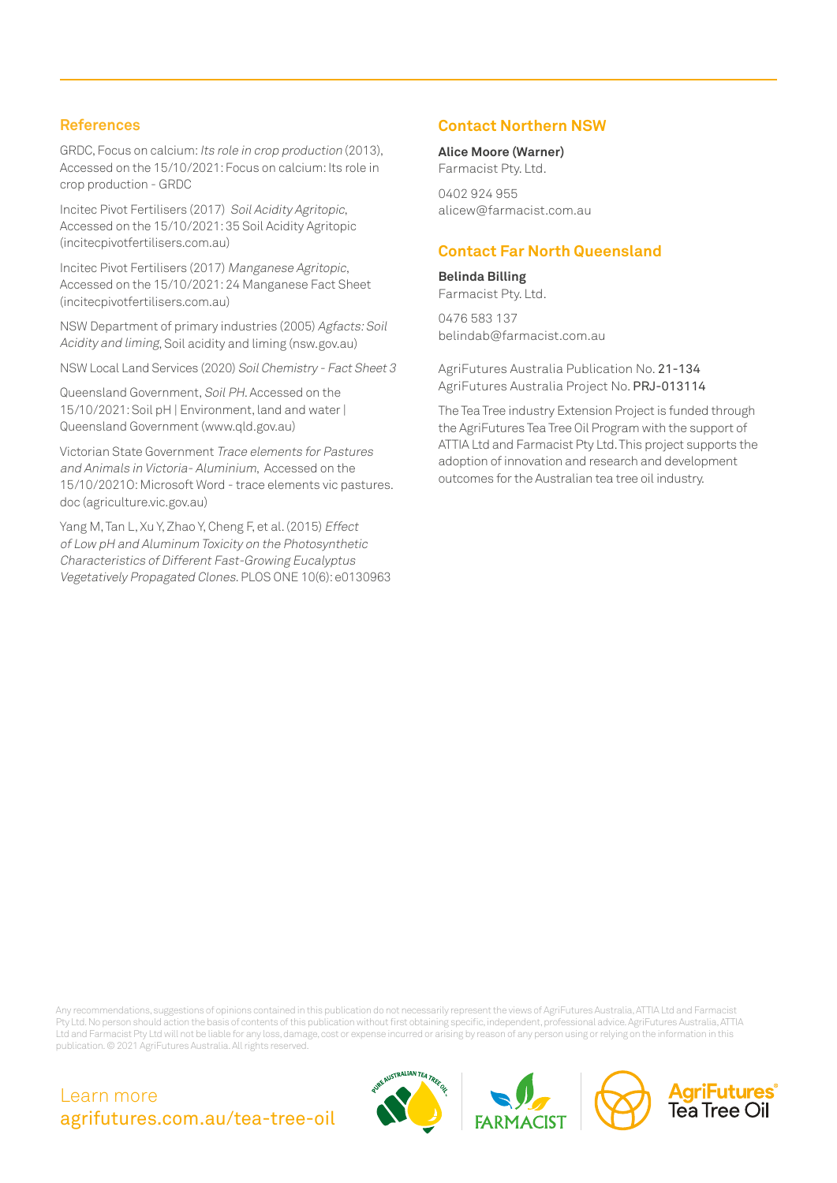## References

GRDC, Focus on calcium: *Its role in crop production* (2013), Accessed on the 15/10/2021: Focus on calcium: Its role in crop production - GRDC

Incitec Pivot Fertilisers (2017) *Soil Acidity Agritopic*, Accessed on the 15/10/2021: 35 Soil Acidity Agritopic (incitecpivotfertilisers.com.au)

Incitec Pivot Fertilisers (2017) *Manganese Agritopic*, Accessed on the 15/10/2021: 24 Manganese Fact Sheet (incitecpivotfertilisers.com.au)

NSW Department of primary industries (2005) *Agfacts: Soil Acidity and liming*, Soil acidity and liming (nsw.gov.au)

NSW Local Land Services (2020) *Soil Chemistry - Fact Sheet 3*

Queensland Government, *Soil PH*. Accessed on the 15/10/2021: Soil pH | Environment, land and water | Queensland Government (www.qld.gov.au)

Victorian State Government *Trace elements for Pastures and Animals in Victoria- Aluminium*, Accessed on the 15/10/2021O: Microsoft Word - trace elements vic pastures.doc (agriculture.vic.gov.au)

Yang M, Tan L, Xu Y, Zhao Y, Cheng F, et al. (2015) *Effect of Low pH and Aluminum Toxicity on the Photosynthetic Characteristics of Different Fast-Growing Eucalyptus Vegetatively Propagated Clones*. PLOS ONE 10(6): e0130963

## Contact Northern NSW

**Alice Moore (Warner)**
Farmacist Pty. Ltd.

0402 924 955
alicew@farmacist.com.au

## Contact Far North Queensland

**Belinda Billing**
Farmacist Pty. Ltd.

0476 583 137
belindab@farmacist.com.au

AgriFutures Australia Publication No. 21-134
AgriFutures Australia Project No. PRJ-013114

The Tea Tree industry Extension Project is funded through the AgriFutures Tea Tree Oil Program with the support of ATTIA Ltd and Farmacist Pty Ltd. This project supports the adoption of innovation and research and development outcomes for the Australian tea tree oil industry.

Any recommendations, suggestions of opinions contained in this publication do not necessarily represent the views of AgriFutures Australia, ATTIA Ltd and Farmacist Pty Ltd. No person should action the basis of contents of this publication without first obtaining specific, independent, professional advice. AgriFutures Australia, ATTIA Ltd and Farmacist Pty Ltd will not be liable for any loss, damage, cost or expense incurred or arising by reason of any person using or relying on the information in this publication. © 2021 AgriFutures Australia. All rights reserved.

Learn more
agrifutures.com.au/tea-tree-oil